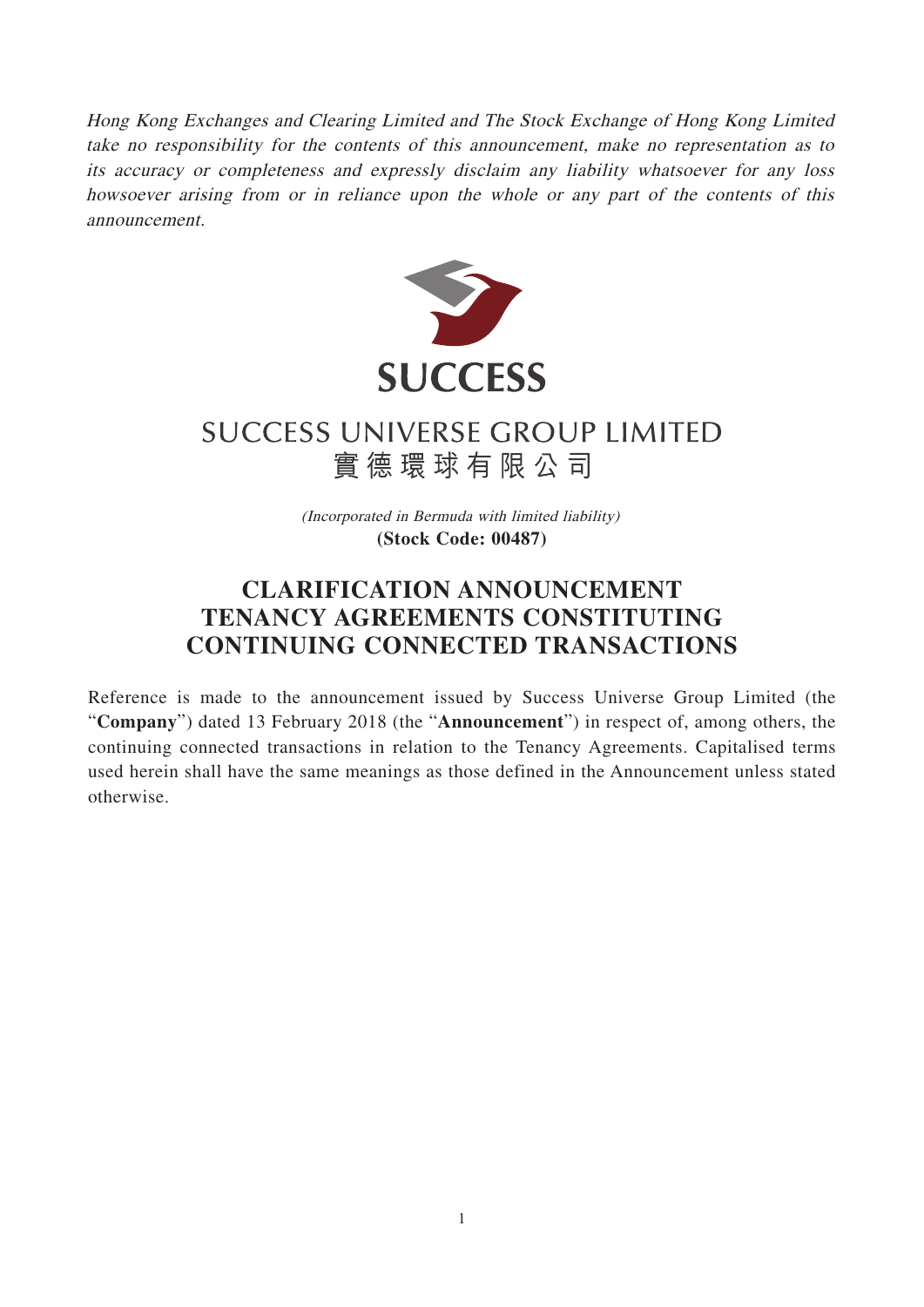*Hong Kong Exchanges and Clearing Limited and The Stock Exchange of Hong Kong Limited take no responsibility for the contents of this announcement, make no representation as to its accuracy or completeness and expressly disclaim any liability whatsoever for any loss howsoever arising from or in reliance upon the whole or any part of the contents of this announcement.*

**SUCCESS**

# SUCCESS UNIVERSE GROUP LIMITED
# 實德環球有限公司

*(Incorporated in Bermuda with limited liability)*
**(Stock Code: 00487)**

## CLARIFICATION ANNOUNCEMENT
## TENANCY AGREEMENTS CONSTITUTING CONTINUING CONNECTED TRANSACTIONS

Reference is made to the announcement issued by Success Universe Group Limited (the "**Company**") dated 13 February 2018 (the "**Announcement**") in respect of, among others, the continuing connected transactions in relation to the Tenancy Agreements. Capitalised terms used herein shall have the same meanings as those defined in the Announcement unless stated otherwise.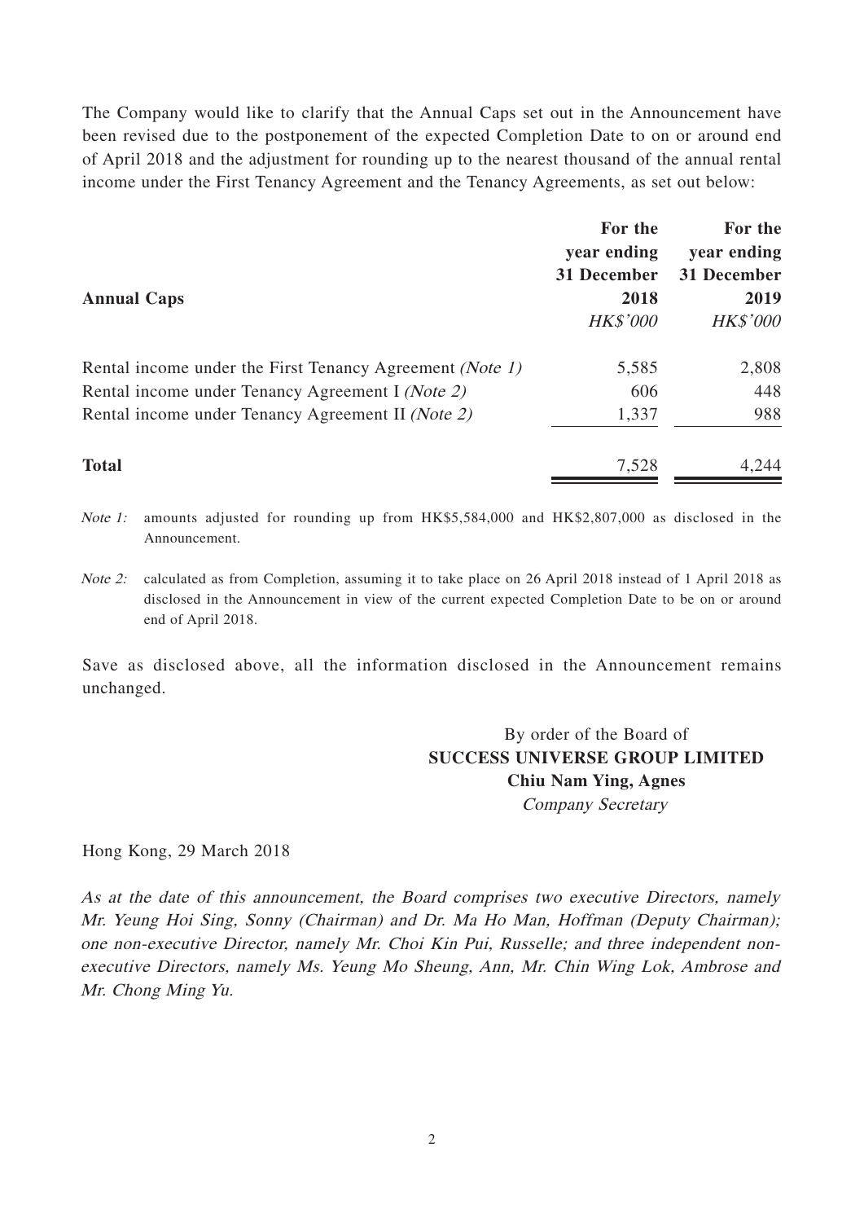The Company would like to clarify that the Annual Caps set out in the Announcement have been revised due to the postponement of the expected Completion Date to on or around end of April 2018 and the adjustment for rounding up to the nearest thousand of the annual rental income under the First Tenancy Agreement and the Tenancy Agreements, as set out below:

| **Annual Caps** | **For the year ending 31 December 2018** | **For the year ending 31 December 2019** |
|---|---|---|
| | *HK$'000* | *HK$'000* |
| Rental income under the First Tenancy Agreement *(Note 1)* | 5,585 | 2,808 |
| Rental income under Tenancy Agreement I *(Note 2)* | 606 | 448 |
| Rental income under Tenancy Agreement II *(Note 2)* | 1,337 | 988 |
| **Total** | 7,528 | 4,244 |

*Note 1:* amounts adjusted for rounding up from HK$5,584,000 and HK$2,807,000 as disclosed in the Announcement.

*Note 2:* calculated as from Completion, assuming it to take place on 26 April 2018 instead of 1 April 2018 as disclosed in the Announcement in view of the current expected Completion Date to be on or around end of April 2018.

Save as disclosed above, all the information disclosed in the Announcement remains unchanged.

By order of the Board of
**SUCCESS UNIVERSE GROUP LIMITED**
**Chiu Nam Ying, Agnes**
*Company Secretary*

Hong Kong, 29 March 2018

*As at the date of this announcement, the Board comprises two executive Directors, namely Mr. Yeung Hoi Sing, Sonny (Chairman) and Dr. Ma Ho Man, Hoffman (Deputy Chairman); one non-executive Director, namely Mr. Choi Kin Pui, Russelle; and three independent non-executive Directors, namely Ms. Yeung Mo Sheung, Ann, Mr. Chin Wing Lok, Ambrose and Mr. Chong Ming Yu.*